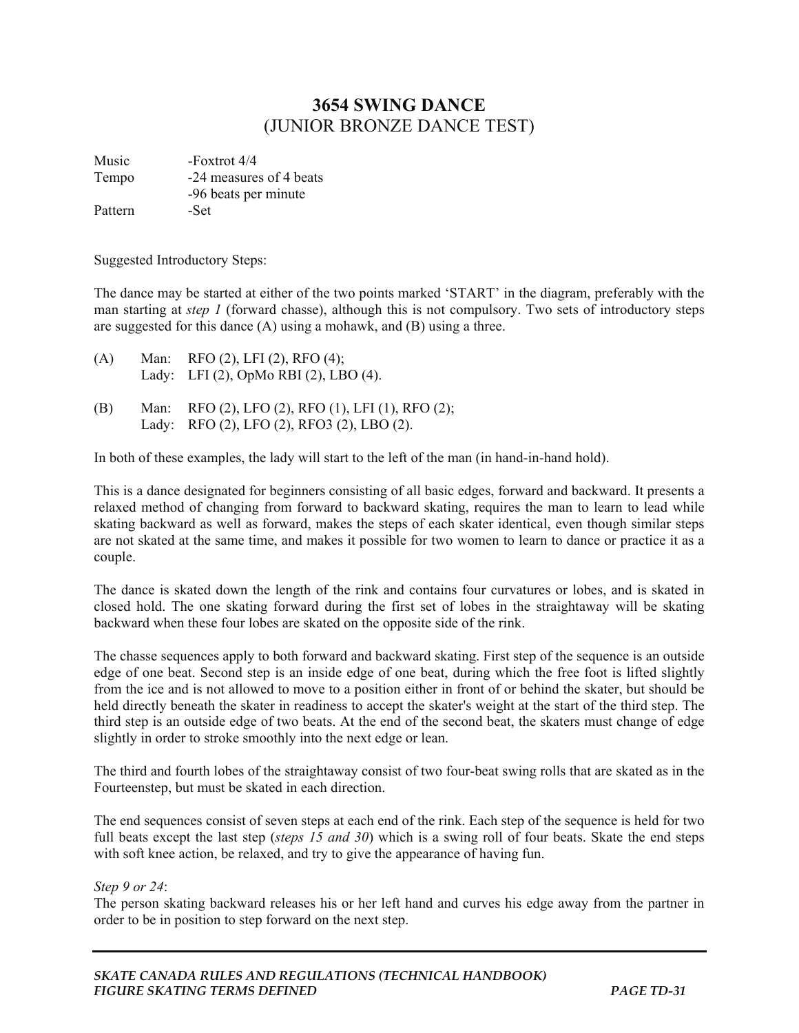# 3654 SWING DANCE
## (JUNIOR BRONZE DANCE TEST)

Music -Foxtrot 4/4
Tempo -24 measures of 4 beats
 -96 beats per minute
Pattern -Set

Suggested Introductory Steps:

The dance may be started at either of the two points marked 'START' in the diagram, preferably with the man starting at *step 1* (forward chasse), although this is not compulsory. Two sets of introductory steps are suggested for this dance (A) using a mohawk, and (B) using a three.

(A) Man: RFO (2), LFI (2), RFO (4);
 Lady: LFI (2), OpMo RBI (2), LBO (4).

(B) Man: RFO (2), LFO (2), RFO (1), LFI (1), RFO (2);
 Lady: RFO (2), LFO (2), RFO3 (2), LBO (2).

In both of these examples, the lady will start to the left of the man (in hand-in-hand hold).

This is a dance designated for beginners consisting of all basic edges, forward and backward. It presents a relaxed method of changing from forward to backward skating, requires the man to learn to lead while skating backward as well as forward, makes the steps of each skater identical, even though similar steps are not skated at the same time, and makes it possible for two women to learn to dance or practice it as a couple.

The dance is skated down the length of the rink and contains four curvatures or lobes, and is skated in closed hold. The one skating forward during the first set of lobes in the straightaway will be skating backward when these four lobes are skated on the opposite side of the rink.

The chasse sequences apply to both forward and backward skating. First step of the sequence is an outside edge of one beat. Second step is an inside edge of one beat, during which the free foot is lifted slightly from the ice and is not allowed to move to a position either in front of or behind the skater, but should be held directly beneath the skater in readiness to accept the skater's weight at the start of the third step. The third step is an outside edge of two beats. At the end of the second beat, the skaters must change of edge slightly in order to stroke smoothly into the next edge or lean.

The third and fourth lobes of the straightaway consist of two four-beat swing rolls that are skated as in the Fourteenstep, but must be skated in each direction.

The end sequences consist of seven steps at each end of the rink. Each step of the sequence is held for two full beats except the last step (*steps 15 and 30*) which is a swing roll of four beats. Skate the end steps with soft knee action, be relaxed, and try to give the appearance of having fun.

*Step 9 or 24*:
The person skating backward releases his or her left hand and curves his edge away from the partner in order to be in position to step forward on the next step.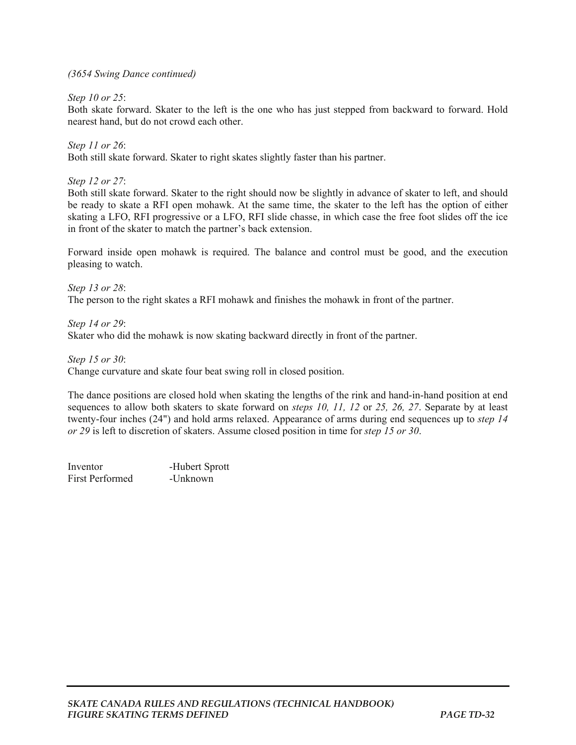*(3654 Swing Dance continued)*

*Step 10 or 25*:
Both skate forward. Skater to the left is the one who has just stepped from backward to forward. Hold nearest hand, but do not crowd each other.

*Step 11 or 26*:
Both still skate forward. Skater to right skates slightly faster than his partner.

*Step 12 or 27*:
Both still skate forward. Skater to the right should now be slightly in advance of skater to left, and should be ready to skate a RFI open mohawk. At the same time, the skater to the left has the option of either skating a LFO, RFI progressive or a LFO, RFI slide chasse, in which case the free foot slides off the ice in front of the skater to match the partner's back extension.

Forward inside open mohawk is required. The balance and control must be good, and the execution pleasing to watch.

*Step 13 or 28*:
The person to the right skates a RFI mohawk and finishes the mohawk in front of the partner.

*Step 14 or 29*:
Skater who did the mohawk is now skating backward directly in front of the partner.

*Step 15 or 30*:
Change curvature and skate four beat swing roll in closed position.

The dance positions are closed hold when skating the lengths of the rink and hand-in-hand position at end sequences to allow both skaters to skate forward on *steps 10, 11, 12* or *25, 26, 27*. Separate by at least twenty-four inches (24") and hold arms relaxed. Appearance of arms during end sequences up to *step 14 or 29* is left to discretion of skaters. Assume closed position in time for *step 15 or 30*.

| | |
|---|---|
| Inventor | -Hubert Sprott |
| First Performed | -Unknown |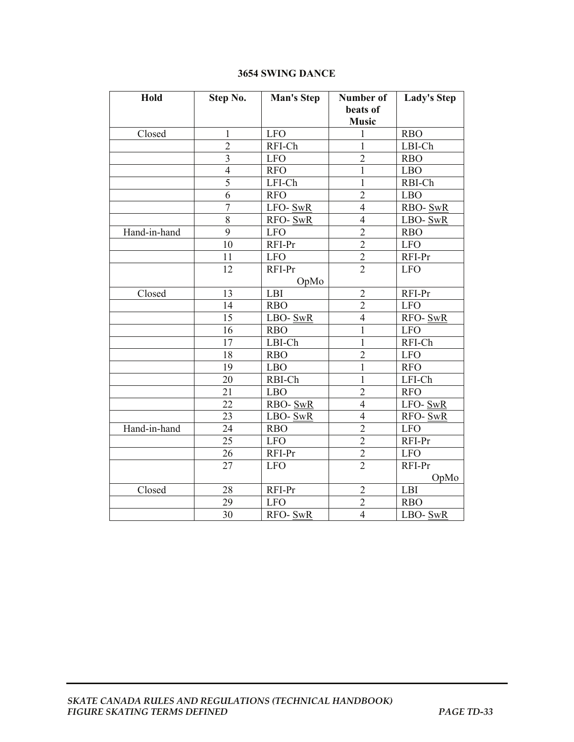### 3654 SWING DANCE

| Hold | Step No. | Man's Step | Number of beats of Music | Lady's Step |
|---|---|---|---|---|
| Closed | 1 | LFO | 1 | RBO |
| | 2 | RFI-Ch | 1 | LBI-Ch |
| | 3 | LFO | 2 | RBO |
| | 4 | RFO | 1 | LBO |
| | 5 | LFI-Ch | 1 | RBI-Ch |
| | 6 | RFO | 2 | LBO |
| | 7 | LFO- SwR | 4 | RBO- SwR |
| | 8 | RFO- SwR | 4 | LBO- SwR |
| Hand-in-hand | 9 | LFO | 2 | RBO |
| | 10 | RFI-Pr | 2 | LFO |
| | 11 | LFO | 2 | RFI-Pr |
| | 12 | RFI-Pr OpMo | 2 | LFO |
| Closed | 13 | LBI | 2 | RFI-Pr |
| | 14 | RBO | 2 | LFO |
| | 15 | LBO- SwR | 4 | RFO- SwR |
| | 16 | RBO | 1 | LFO |
| | 17 | LBI-Ch | 1 | RFI-Ch |
| | 18 | RBO | 2 | LFO |
| | 19 | LBO | 1 | RFO |
| | 20 | RBI-Ch | 1 | LFI-Ch |
| | 21 | LBO | 2 | RFO |
| | 22 | RBO- SwR | 4 | LFO- SwR |
| | 23 | LBO- SwR | 4 | RFO- SwR |
| Hand-in-hand | 24 | RBO | 2 | LFO |
| | 25 | LFO | 2 | RFI-Pr |
| | 26 | RFI-Pr | 2 | LFO |
| | 27 | LFO | 2 | RFI-Pr OpMo |
| Closed | 28 | RFI-Pr | 2 | LBI |
| | 29 | LFO | 2 | RBO |
| | 30 | RFO- SwR | 4 | LBO- SwR |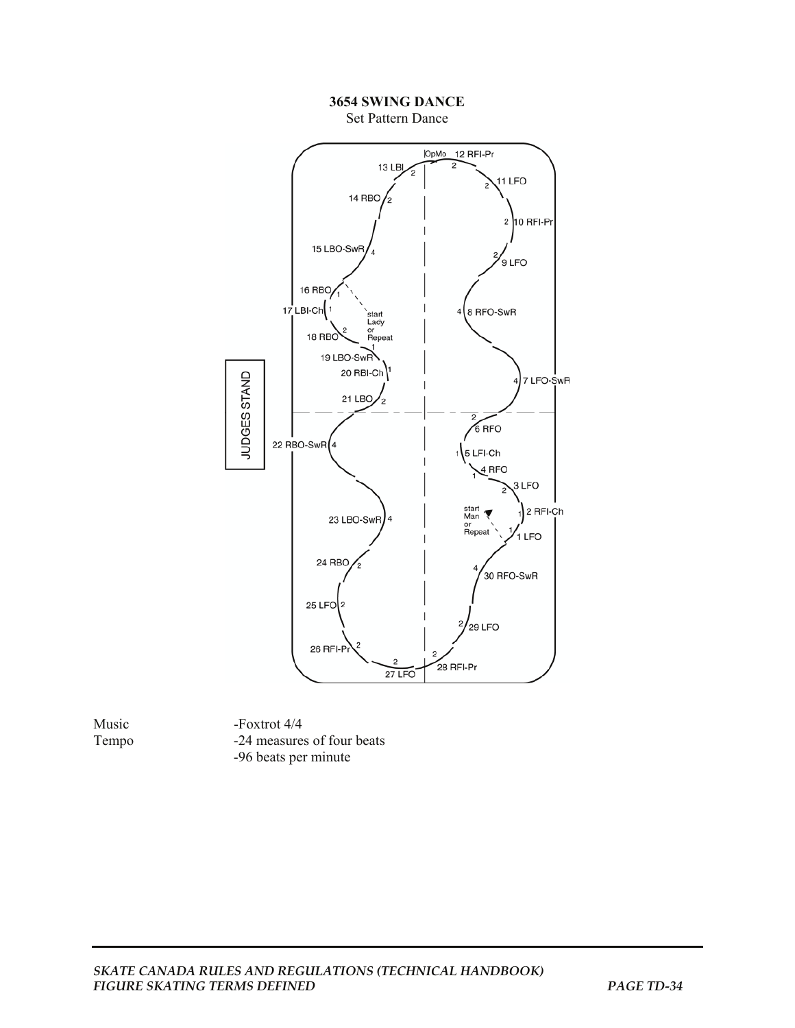## 3654 SWING DANCE

Set Pattern Dance

JUDGES STAND

OpMo

1 LFO
2 RFI-Ch
3 LFO
4 RFO
5 LFI-Ch
6 RFO
7 LFO-SwR
8 RFO-SwR
9 LFO
10 RFI-Pr
11 LFO
12 RFI-Pr
13 LBI
14 RBO
15 LBO-SwR
16 RBO
17 LBI-Ch
18 RBO
19 LBO-SwR
20 RBI-Ch
21 LBO
22 RBO-SwR
23 LBO-SwR
24 RBO
25 LFO
26 RFI-Pr
27 LFO
28 RFI-Pr
29 LFO
30 RFO-SwR

start Man or Repeat

start Lady or Repeat

| | |
|---|---|
| Music | -Foxtrot 4/4 |
| Tempo | -24 measures of four beats |
| | -96 beats per minute |